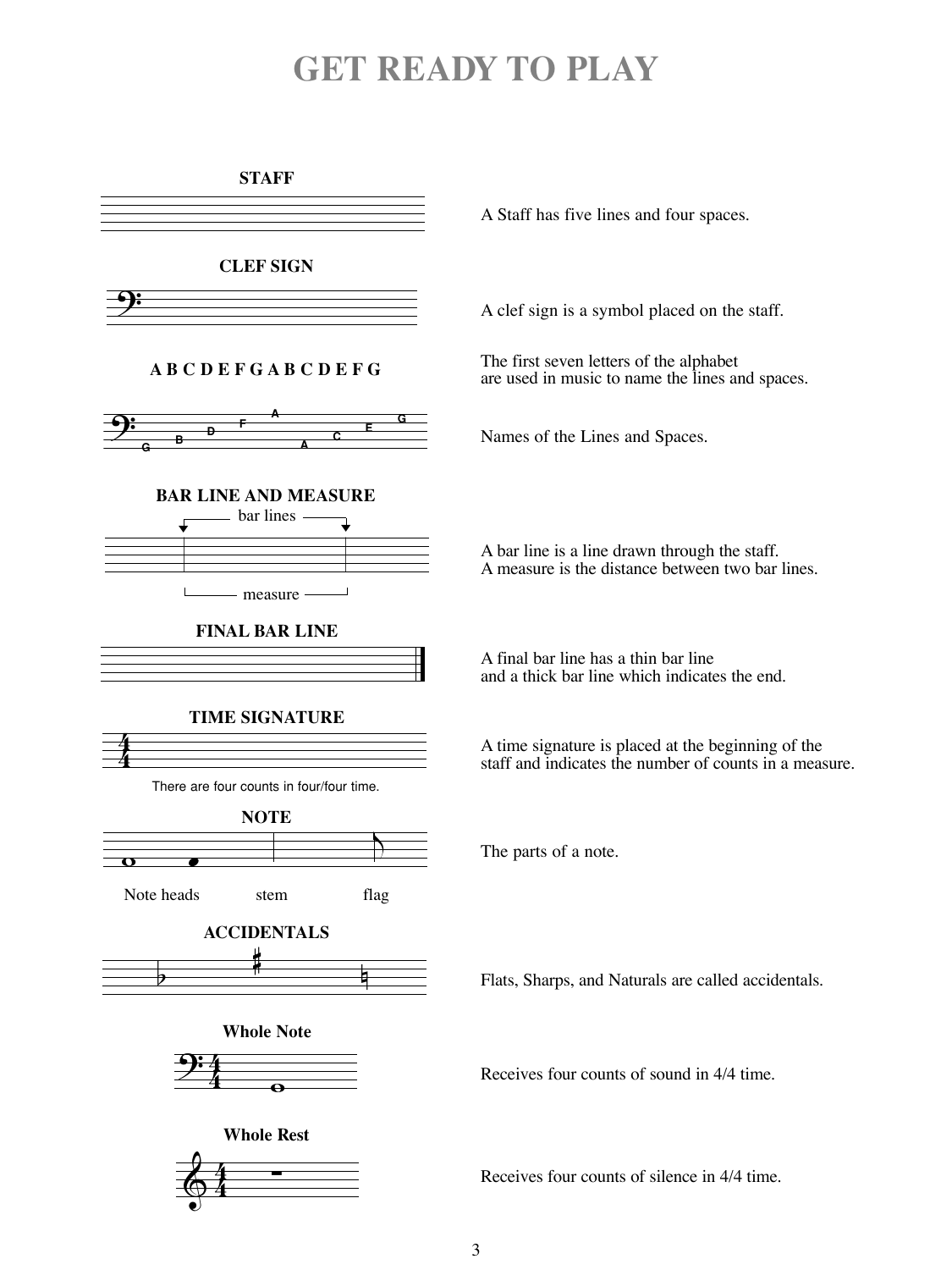# GET READY TO PLAY

### STAFF

A Staff has five lines and four spaces.

### CLEF SIGN

A clef sign is a symbol placed on the staff.

### A B C D E F G A B C D E F G

The first seven letters of the alphabet are used in music to name the lines and spaces.

G B D F A A C E G

Names of the Lines and Spaces.

### BAR LINE AND MEASURE

bar lines

measure

A bar line is a line drawn through the staff.
A measure is the distance between two bar lines.

### FINAL BAR LINE

A final bar line has a thin bar line and a thick bar line which indicates the end.

### TIME SIGNATURE

There are four counts in four/four time.

A time signature is placed at the beginning of the staff and indicates the number of counts in a measure.

### NOTE

Note heads     stem     flag

The parts of a note.

### ACCIDENTALS

Flats, Sharps, and Naturals are called accidentals.

### Whole Note

Receives four counts of sound in 4/4 time.

### Whole Rest

Receives four counts of silence in 4/4 time.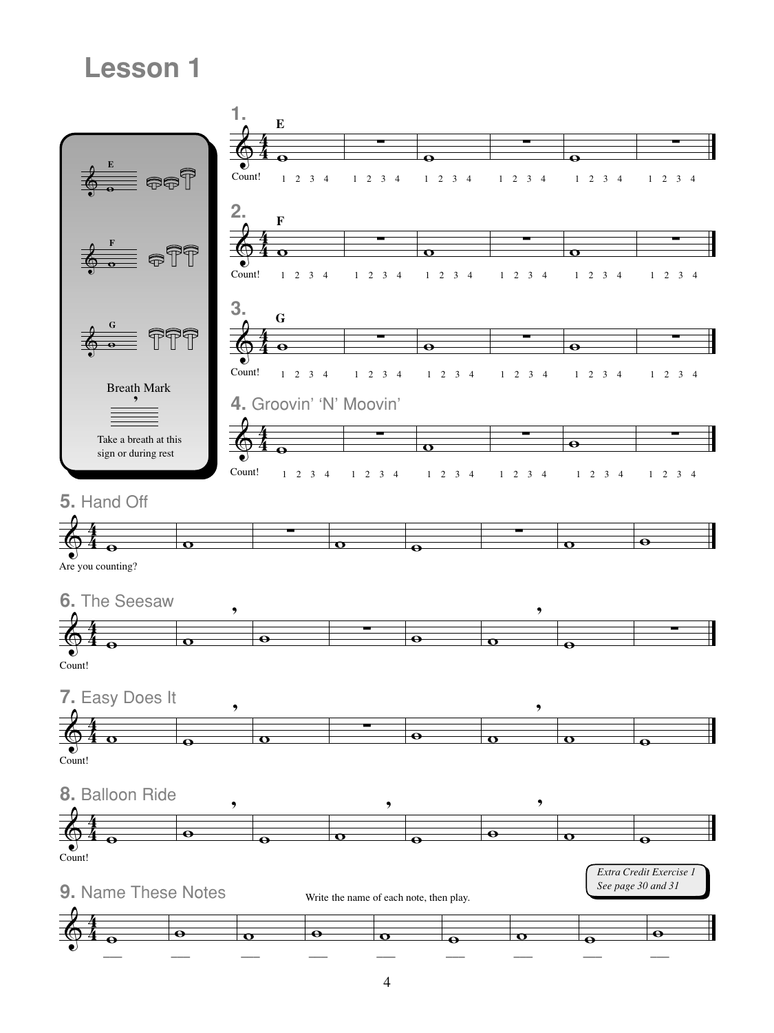# Lesson 1

E

F

G

Breath Mark

Take a breath at this sign or during rest

**1.**

E

Count! 1 2 3 4 1 2 3 4 1 2 3 4 1 2 3 4 1 2 3 4 1 2 3 4

**2.**

F

Count! 1 2 3 4 1 2 3 4 1 2 3 4 1 2 3 4 1 2 3 4 1 2 3 4

**3.**

G

Count! 1 2 3 4 1 2 3 4 1 2 3 4 1 2 3 4 1 2 3 4 1 2 3 4

**4.** Groovin' 'N' Moovin'

Count! 1 2 3 4 1 2 3 4 1 2 3 4 1 2 3 4 1 2 3 4 1 2 3 4

**5.** Hand Off

Are you counting?

**6.** The Seesaw

Count!

**7.** Easy Does It

Count!

**8.** Balloon Ride

Count!

*Extra Credit Exercise 1*
*See page 30 and 31*

**9.** Name These Notes

Write the name of each note, then play.

__ __ __ __ __ __ __ __ __